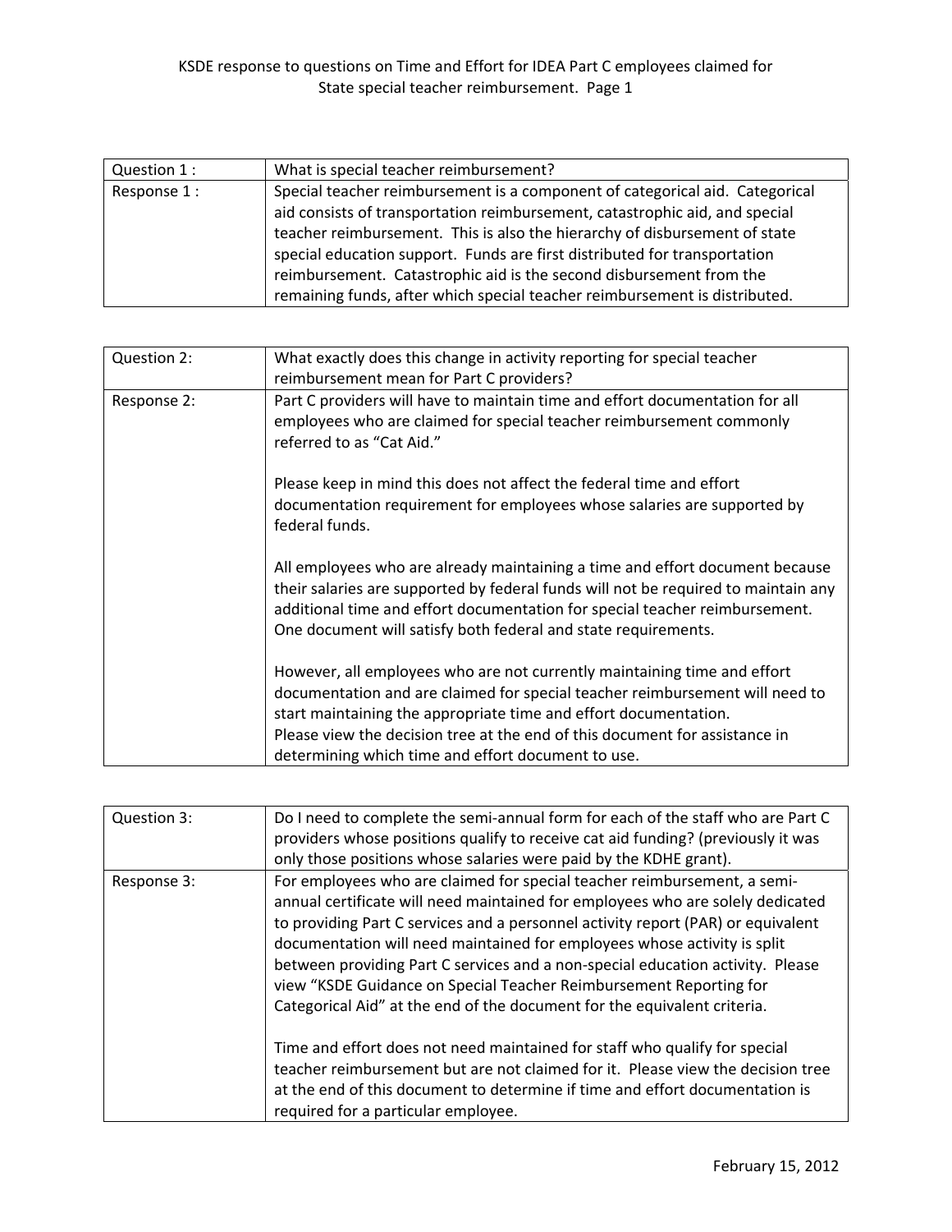# KSDE response to questions on Time and Effort for IDEA Part C employees claimed for State special teacher reimbursement. Page 1

| | |
|---|---|
| Question 1 : | What is special teacher reimbursement? |
| Response 1 : | Special teacher reimbursement is a component of categorical aid. Categorical aid consists of transportation reimbursement, catastrophic aid, and special teacher reimbursement. This is also the hierarchy of disbursement of state special education support. Funds are first distributed for transportation reimbursement. Catastrophic aid is the second disbursement from the remaining funds, after which special teacher reimbursement is distributed. |

| | |
|---|---|
| Question 2: | What exactly does this change in activity reporting for special teacher reimbursement mean for Part C providers? |
| Response 2: | Part C providers will have to maintain time and effort documentation for all employees who are claimed for special teacher reimbursement commonly referred to as "Cat Aid."<br><br>Please keep in mind this does not affect the federal time and effort documentation requirement for employees whose salaries are supported by federal funds.<br><br>All employees who are already maintaining a time and effort document because their salaries are supported by federal funds will not be required to maintain any additional time and effort documentation for special teacher reimbursement. One document will satisfy both federal and state requirements.<br><br>However, all employees who are not currently maintaining time and effort documentation and are claimed for special teacher reimbursement will need to start maintaining the appropriate time and effort documentation.<br>Please view the decision tree at the end of this document for assistance in determining which time and effort document to use. |

| | |
|---|---|
| Question 3: | Do I need to complete the semi-annual form for each of the staff who are Part C providers whose positions qualify to receive cat aid funding? (previously it was only those positions whose salaries were paid by the KDHE grant). |
| Response 3: | For employees who are claimed for special teacher reimbursement, a semi-annual certificate will need maintained for employees who are solely dedicated to providing Part C services and a personnel activity report (PAR) or equivalent documentation will need maintained for employees whose activity is split between providing Part C services and a non-special education activity. Please view "KSDE Guidance on Special Teacher Reimbursement Reporting for Categorical Aid" at the end of the document for the equivalent criteria.<br><br>Time and effort does not need maintained for staff who qualify for special teacher reimbursement but are not claimed for it. Please view the decision tree at the end of this document to determine if time and effort documentation is required for a particular employee. |

February 15, 2012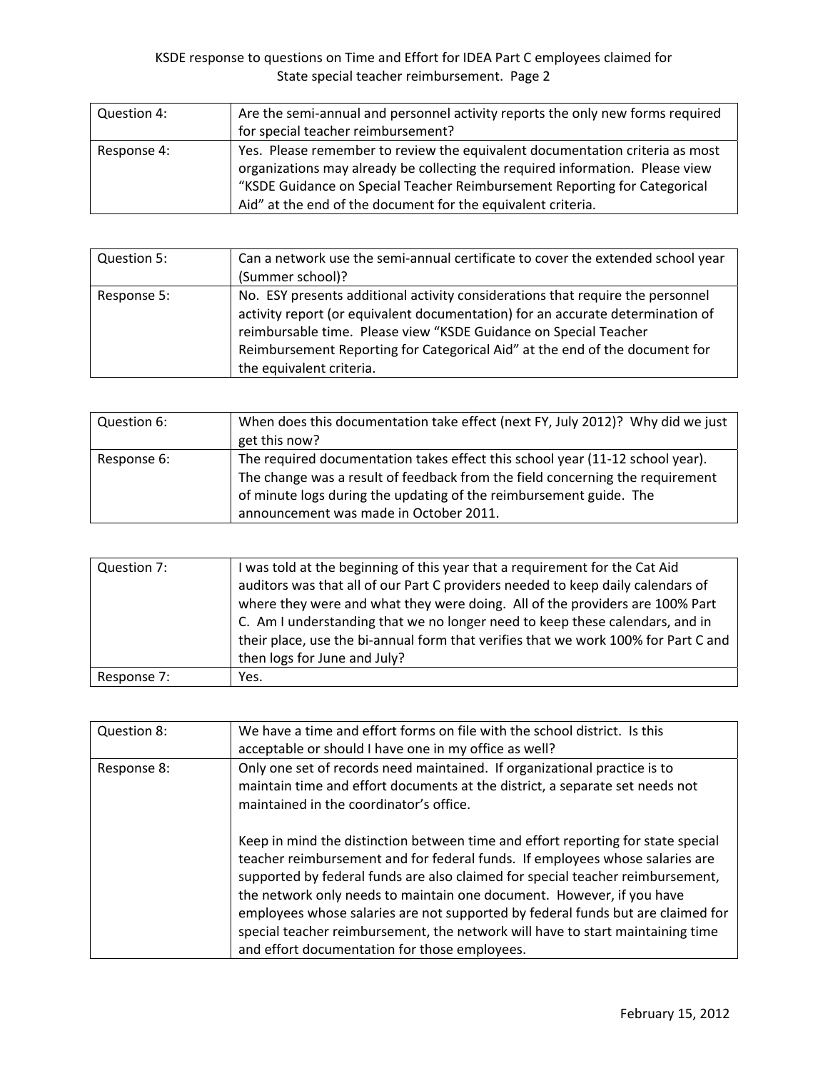| Question 4: | Are the semi-annual and personnel activity reports the only new forms required for special teacher reimbursement? |
|---|---|
| Response 4: | Yes. Please remember to review the equivalent documentation criteria as most organizations may already be collecting the required information. Please view "KSDE Guidance on Special Teacher Reimbursement Reporting for Categorical Aid" at the end of the document for the equivalent criteria. |

| Question 5: | Can a network use the semi-annual certificate to cover the extended school year (Summer school)? |
|---|---|
| Response 5: | No. ESY presents additional activity considerations that require the personnel activity report (or equivalent documentation) for an accurate determination of reimbursable time. Please view "KSDE Guidance on Special Teacher Reimbursement Reporting for Categorical Aid" at the end of the document for the equivalent criteria. |

| Question 6: | When does this documentation take effect (next FY, July 2012)? Why did we just get this now? |
|---|---|
| Response 6: | The required documentation takes effect this school year (11-12 school year). The change was a result of feedback from the field concerning the requirement of minute logs during the updating of the reimbursement guide. The announcement was made in October 2011. |

| Question 7: | I was told at the beginning of this year that a requirement for the Cat Aid auditors was that all of our Part C providers needed to keep daily calendars of where they were and what they were doing. All of the providers are 100% Part C. Am I understanding that we no longer need to keep these calendars, and in their place, use the bi-annual form that verifies that we work 100% for Part C and then logs for June and July? |
|---|---|
| Response 7: | Yes. |

| Question 8: | We have a time and effort forms on file with the school district. Is this acceptable or should I have one in my office as well? |
|---|---|
| Response 8: | Only one set of records need maintained. If organizational practice is to maintain time and effort documents at the district, a separate set needs not maintained in the coordinator's office.<br><br>Keep in mind the distinction between time and effort reporting for state special teacher reimbursement and for federal funds. If employees whose salaries are supported by federal funds are also claimed for special teacher reimbursement, the network only needs to maintain one document. However, if you have employees whose salaries are not supported by federal funds but are claimed for special teacher reimbursement, the network will have to start maintaining time and effort documentation for those employees. |

February 15, 2012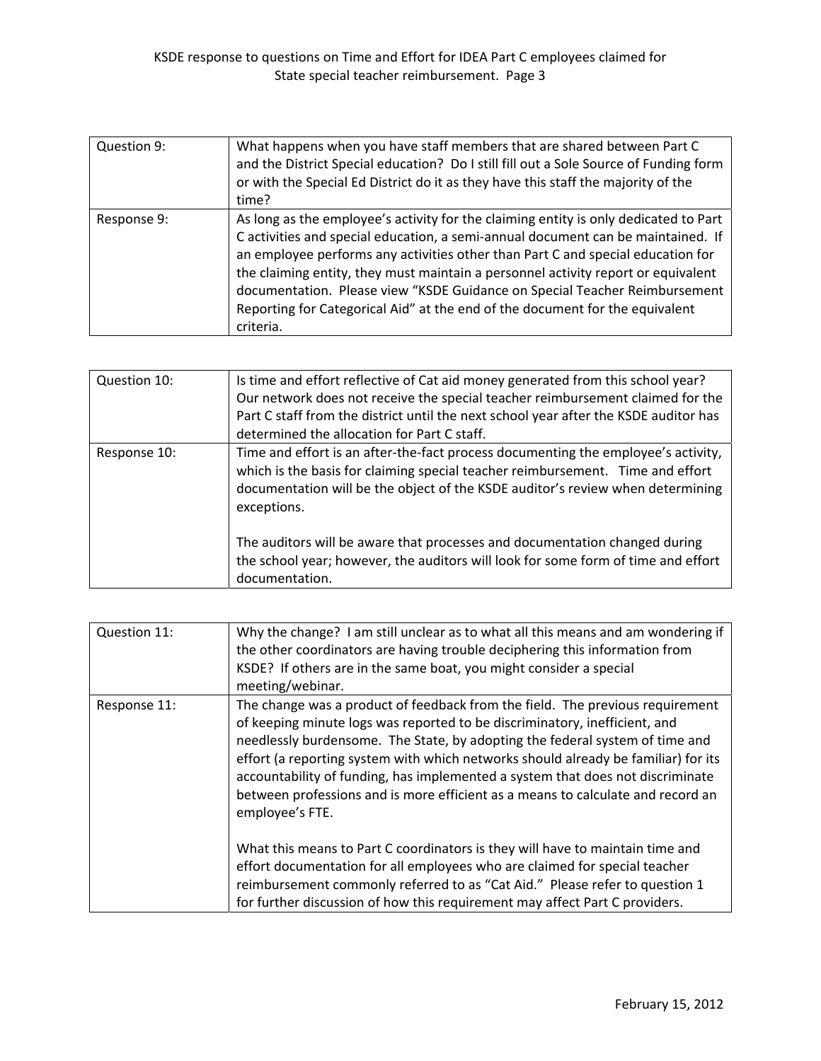| | |
|---|---|
| Question 9: | What happens when you have staff members that are shared between Part C and the District Special education? Do I still fill out a Sole Source of Funding form or with the Special Ed District do it as they have this staff the majority of the time? |
| Response 9: | As long as the employee's activity for the claiming entity is only dedicated to Part C activities and special education, a semi-annual document can be maintained. If an employee performs any activities other than Part C and special education for the claiming entity, they must maintain a personnel activity report or equivalent documentation. Please view "KSDE Guidance on Special Teacher Reimbursement Reporting for Categorical Aid" at the end of the document for the equivalent criteria. |

| | |
|---|---|
| Question 10: | Is time and effort reflective of Cat aid money generated from this school year? Our network does not receive the special teacher reimbursement claimed for the Part C staff from the district until the next school year after the KSDE auditor has determined the allocation for Part C staff. |
| Response 10: | Time and effort is an after-the-fact process documenting the employee's activity, which is the basis for claiming special teacher reimbursement. Time and effort documentation will be the object of the KSDE auditor's review when determining exceptions.<br><br>The auditors will be aware that processes and documentation changed during the school year; however, the auditors will look for some form of time and effort documentation. |

| | |
|---|---|
| Question 11: | Why the change? I am still unclear as to what all this means and am wondering if the other coordinators are having trouble deciphering this information from KSDE? If others are in the same boat, you might consider a special meeting/webinar. |
| Response 11: | The change was a product of feedback from the field. The previous requirement of keeping minute logs was reported to be discriminatory, inefficient, and needlessly burdensome. The State, by adopting the federal system of time and effort (a reporting system with which networks should already be familiar) for its accountability of funding, has implemented a system that does not discriminate between professions and is more efficient as a means to calculate and record an employee's FTE.<br><br>What this means to Part C coordinators is they will have to maintain time and effort documentation for all employees who are claimed for special teacher reimbursement commonly referred to as "Cat Aid." Please refer to question 1 for further discussion of how this requirement may affect Part C providers. |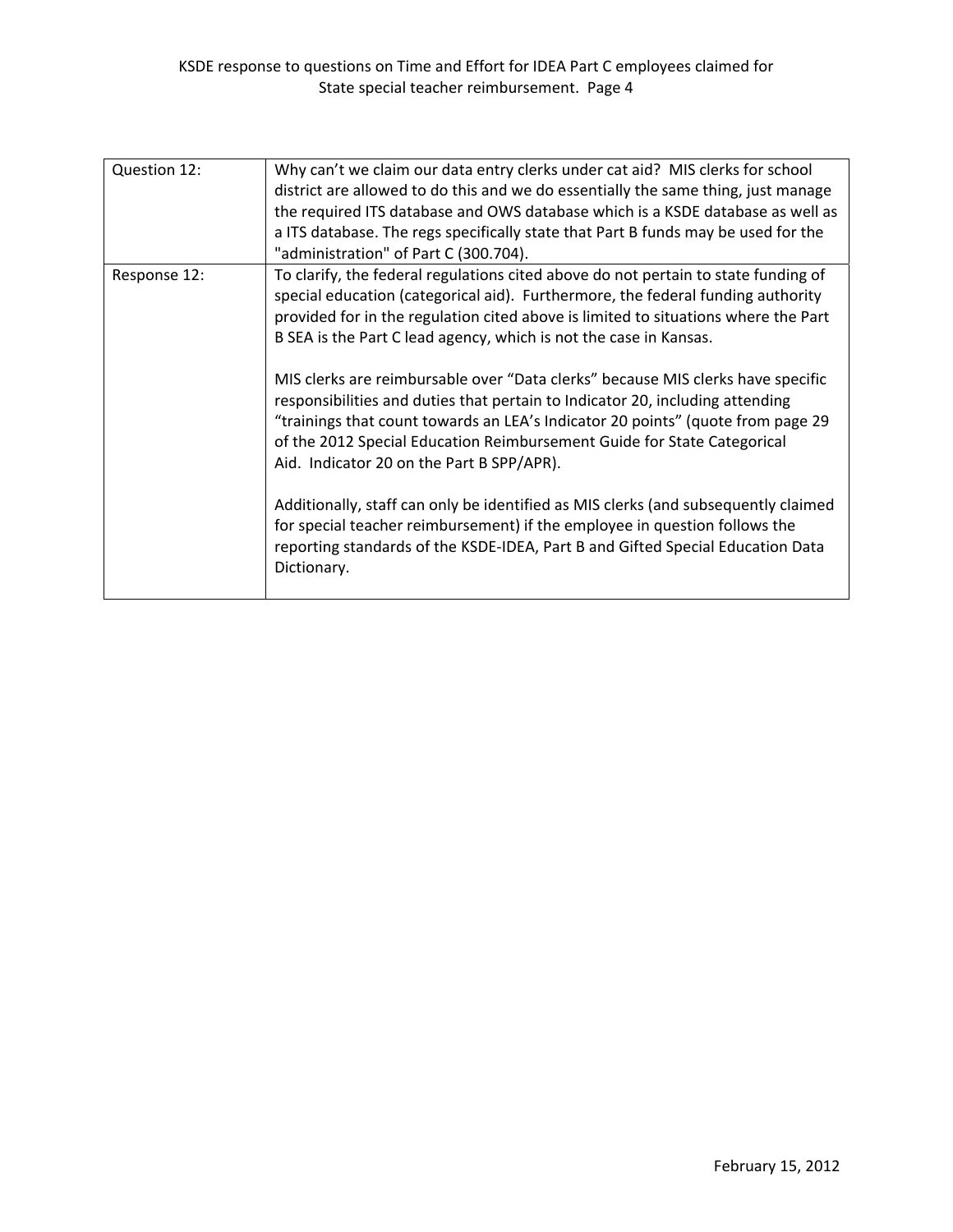| | |
|---|---|
| Question 12: | Why can't we claim our data entry clerks under cat aid? MIS clerks for school district are allowed to do this and we do essentially the same thing, just manage the required ITS database and OWS database which is a KSDE database as well as a ITS database. The regs specifically state that Part B funds may be used for the "administration" of Part C (300.704). |
| Response 12: | To clarify, the federal regulations cited above do not pertain to state funding of special education (categorical aid). Furthermore, the federal funding authority provided for in the regulation cited above is limited to situations where the Part B SEA is the Part C lead agency, which is not the case in Kansas.<br><br>MIS clerks are reimbursable over "Data clerks" because MIS clerks have specific responsibilities and duties that pertain to Indicator 20, including attending "trainings that count towards an LEA's Indicator 20 points" (quote from page 29 of the 2012 Special Education Reimbursement Guide for State Categorical Aid. Indicator 20 on the Part B SPP/APR).<br><br>Additionally, staff can only be identified as MIS clerks (and subsequently claimed for special teacher reimbursement) if the employee in question follows the reporting standards of the KSDE-IDEA, Part B and Gifted Special Education Data Dictionary. |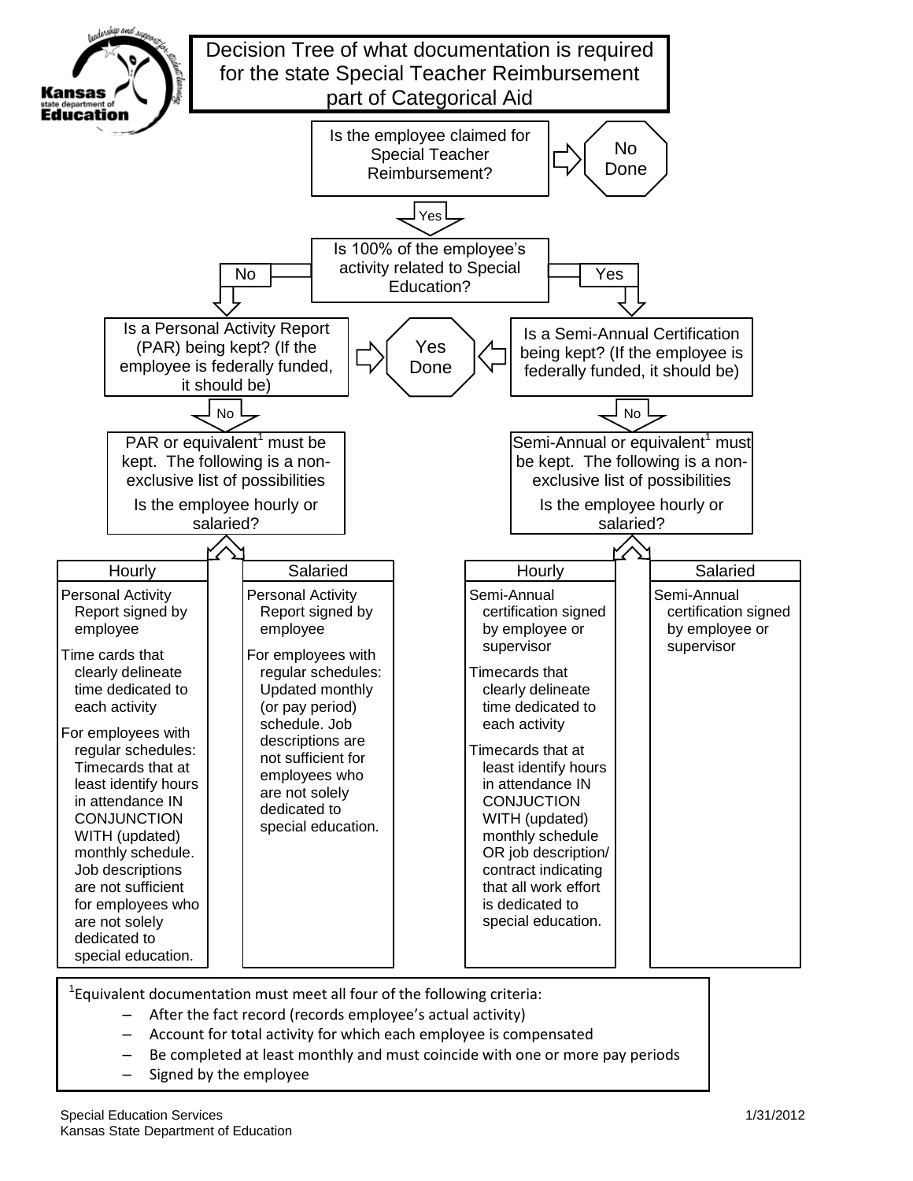# Decision Tree of what documentation is required for the state Special Teacher Reimbursement part of Categorical Aid

Is the employee claimed for Special Teacher Reimbursement?

No → Done

Yes ↓

Is 100% of the employee's activity related to Special Education?

**No** → Is a Personal Activity Report (PAR) being kept? (If the employee is federally funded, it should be)

- Yes → Done
- No → PAR or equivalent[1] must be kept. The following is a non-exclusive list of possibilities

  Is the employee hourly or salaried?

**Yes** → Is a Semi-Annual Certification being kept? (If the employee is federally funded, it should be)

- Yes → Done
- No → Semi-Annual or equivalent[1] must be kept. The following is a non-exclusive list of possibilities

  Is the employee hourly or salaried?

| Hourly | Salaried | Hourly | Salaried |
|---|---|---|---|
| Personal Activity Report signed by employee<br><br>Time cards that clearly delineate time dedicated to each activity<br><br>For employees with regular schedules: Timecards that at least identify hours in attendance IN CONJUNCTION WITH (updated) monthly schedule. Job descriptions are not sufficient for employees who are not solely dedicated to special education. | Personal Activity Report signed by employee<br><br>For employees with regular schedules: Updated monthly (or pay period) schedule. Job descriptions are not sufficient for employees who are not solely dedicated to special education. | Semi-Annual certification signed by employee or supervisor<br><br>Timecards that clearly delineate time dedicated to each activity<br><br>Timecards that at least identify hours in attendance IN CONJUCTION WITH (updated) monthly schedule OR job description/ contract indicating that all work effort is dedicated to special education. | Semi-Annual certification signed by employee or supervisor |

[1]Equivalent documentation must meet all four of the following criteria:

- After the fact record (records employee's actual activity)
- Account for total activity for which each employee is compensated
- Be completed at least monthly and must coincide with one or more pay periods
- Signed by the employee

Special Education Services
Kansas State Department of Education

1/31/2012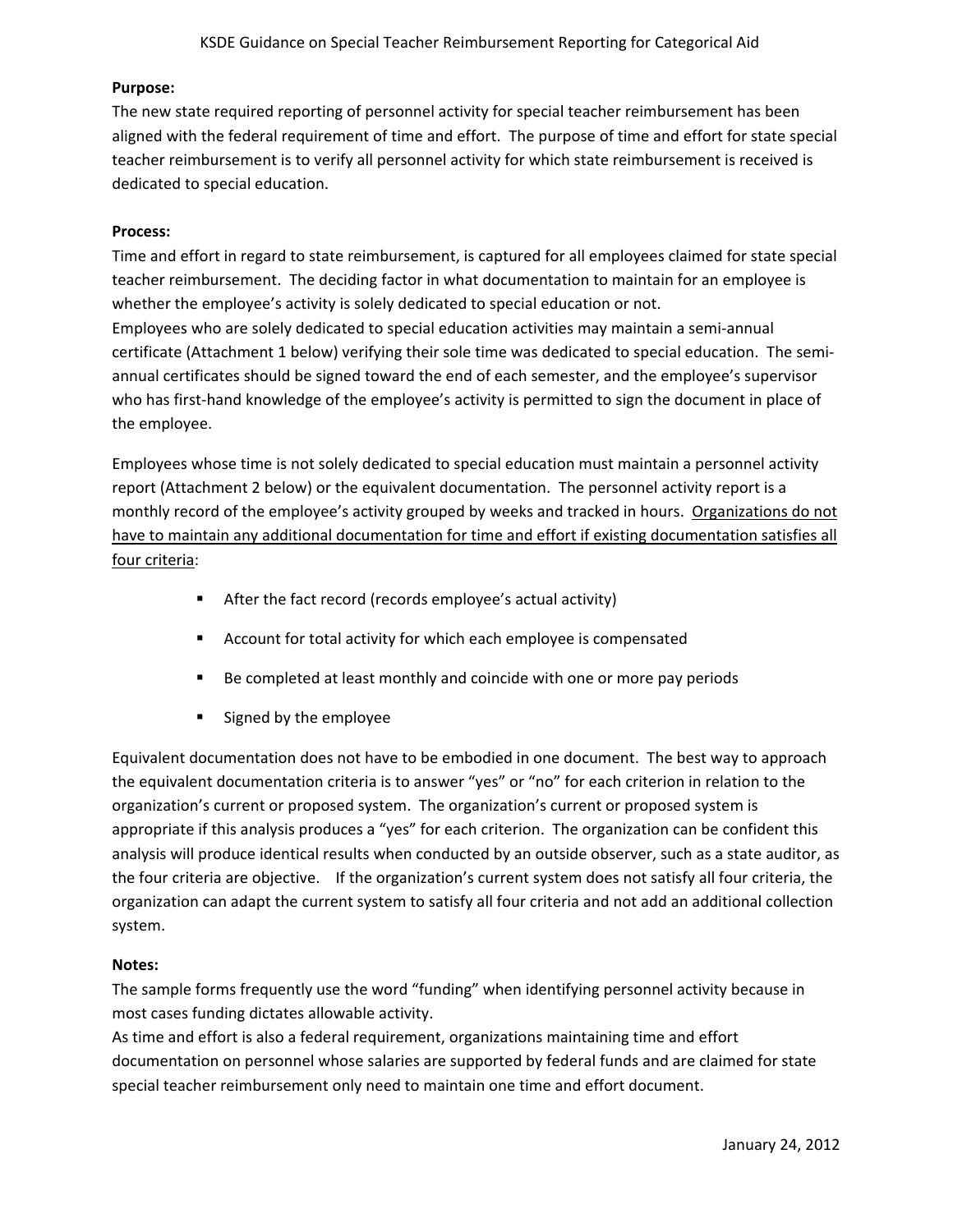# KSDE Guidance on Special Teacher Reimbursement Reporting for Categorical Aid

**Purpose:**
The new state required reporting of personnel activity for special teacher reimbursement has been aligned with the federal requirement of time and effort. The purpose of time and effort for state special teacher reimbursement is to verify all personnel activity for which state reimbursement is received is dedicated to special education.

**Process:**
Time and effort in regard to state reimbursement, is captured for all employees claimed for state special teacher reimbursement. The deciding factor in what documentation to maintain for an employee is whether the employee's activity is solely dedicated to special education or not.
Employees who are solely dedicated to special education activities may maintain a semi-annual certificate (Attachment 1 below) verifying their sole time was dedicated to special education. The semi-annual certificates should be signed toward the end of each semester, and the employee's supervisor who has first-hand knowledge of the employee's activity is permitted to sign the document in place of the employee.

Employees whose time is not solely dedicated to special education must maintain a personnel activity report (Attachment 2 below) or the equivalent documentation. The personnel activity report is a monthly record of the employee's activity grouped by weeks and tracked in hours. <u>Organizations do not have to maintain any additional documentation for time and effort if existing documentation satisfies all four criteria</u>:

- After the fact record (records employee's actual activity)
- Account for total activity for which each employee is compensated
- Be completed at least monthly and coincide with one or more pay periods
- Signed by the employee

Equivalent documentation does not have to be embodied in one document. The best way to approach the equivalent documentation criteria is to answer "yes" or "no" for each criterion in relation to the organization's current or proposed system. The organization's current or proposed system is appropriate if this analysis produces a "yes" for each criterion. The organization can be confident this analysis will produce identical results when conducted by an outside observer, such as a state auditor, as the four criteria are objective. If the organization's current system does not satisfy all four criteria, the organization can adapt the current system to satisfy all four criteria and not add an additional collection system.

**Notes:**
The sample forms frequently use the word "funding" when identifying personnel activity because in most cases funding dictates allowable activity.
As time and effort is also a federal requirement, organizations maintaining time and effort documentation on personnel whose salaries are supported by federal funds and are claimed for state special teacher reimbursement only need to maintain one time and effort document.

January 24, 2012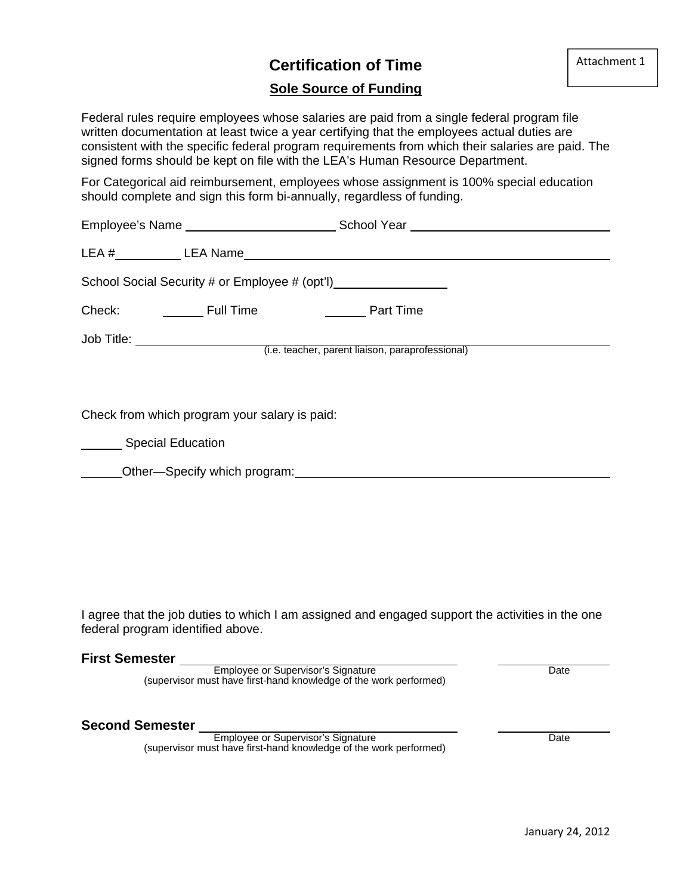Attachment 1

# Certification of Time

## Sole Source of Funding

Federal rules require employees whose salaries are paid from a single federal program file written documentation at least twice a year certifying that the employees actual duties are consistent with the specific federal program requirements from which their salaries are paid. The signed forms should be kept on file with the LEA's Human Resource Department.

For Categorical aid reimbursement, employees whose assignment is 100% special education should complete and sign this form bi-annually, regardless of funding.

Employee's Name ______________________ School Year ______________________________

LEA #__________ LEA Name__________________________________________________

School Social Security # or Employee # (opt'l)________________

Check: ______ Full Time ______ Part Time

Job Title: ____________________________________________________________
(i.e. teacher, parent liaison, paraprofessional)

Check from which program your salary is paid:

______ Special Education

______Other—Specify which program:_____________________________________________

I agree that the job duties to which I am assigned and engaged support the activities in the one federal program identified above.

**First Semester** ________________________________________ ______________
Employee or Supervisor's Signature Date
(supervisor must have first-hand knowledge of the work performed)

**Second Semester** ________________________________________ ______________
Employee or Supervisor's Signature Date
(supervisor must have first-hand knowledge of the work performed)

January 24, 2012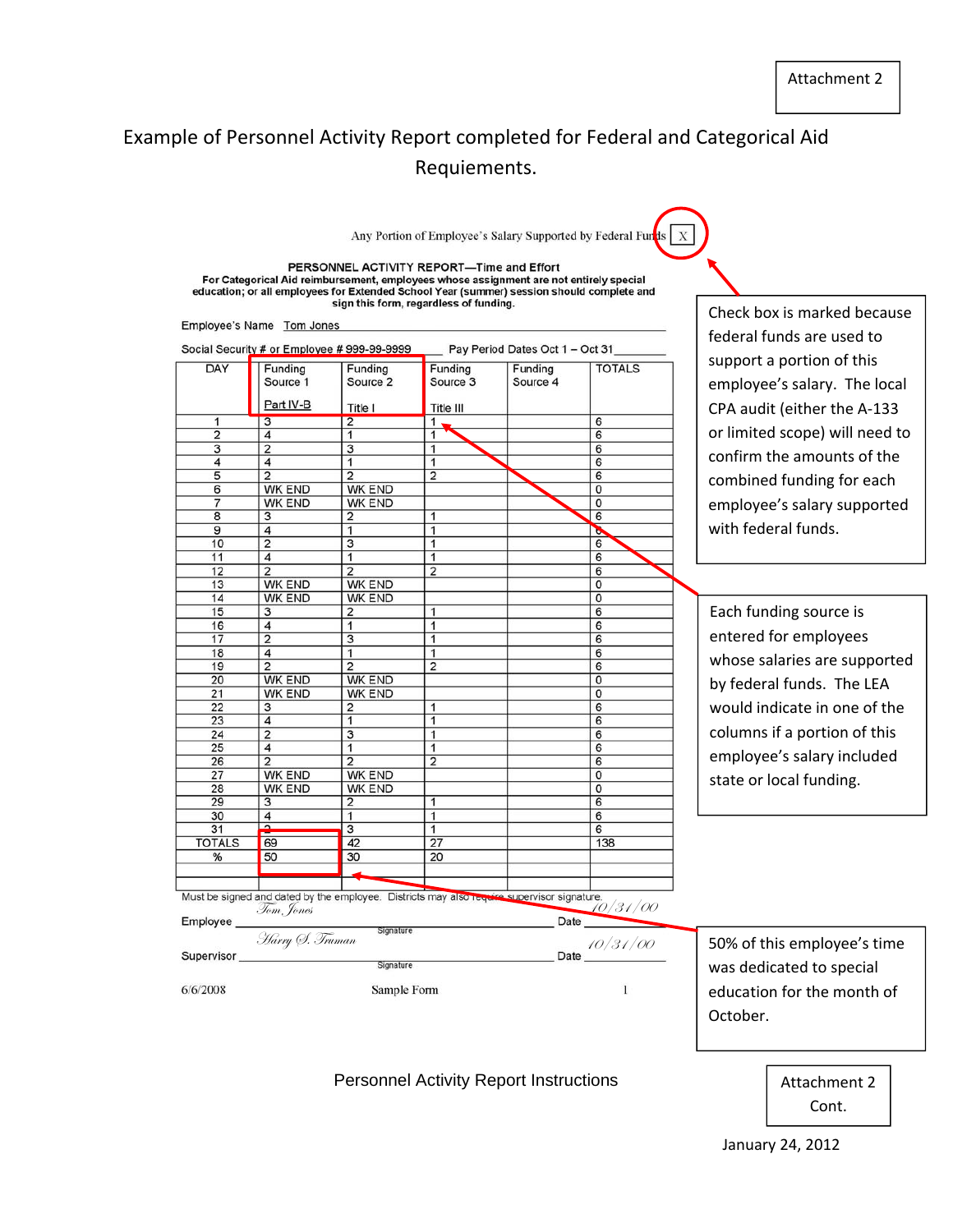Attachment 2

Example of Personnel Activity Report completed for Federal and Categorical Aid Requiements.

Any Portion of Employee's Salary Supported by Federal Funds [X]

**PERSONNEL ACTIVITY REPORT—Time and Effort**

**For Categorical Aid reimbursement, employees whose assignment are not entirely special education; or all employees for Extended School Year (summer) session should complete and sign this form, regardless of funding.**

Employee's Name Tom Jones

Social Security # or Employee # 999-99-9999 Pay Period Dates Oct 1 – Oct 31

| DAY | Funding Source 1 Part IV-B | Funding Source 2 Title I | Funding Source 3 Title III | Funding Source 4 | TOTALS |
|---|---|---|---|---|---|
| 1 | 3 | 2 | 1 | | 6 |
| 2 | 4 | 1 | 1 | | 6 |
| 3 | 2 | 3 | 1 | | 6 |
| 4 | 4 | 1 | 1 | | 6 |
| 5 | 2 | 2 | 2 | | 6 |
| 6 | WK END | WK END | | | 0 |
| 7 | WK END | WK END | | | 0 |
| 8 | 3 | 2 | 1 | | 6 |
| 9 | 4 | 1 | 1 | | 6 |
| 10 | 2 | 3 | 1 | | 6 |
| 11 | 4 | 1 | 1 | | 6 |
| 12 | 2 | 2 | 2 | | 6 |
| 13 | WK END | WK END | | | 0 |
| 14 | WK END | WK END | | | 0 |
| 15 | 3 | 2 | 1 | | 6 |
| 16 | 4 | 1 | 1 | | 6 |
| 17 | 2 | 3 | 1 | | 6 |
| 18 | 4 | 1 | 1 | | 6 |
| 19 | 2 | 2 | 2 | | 6 |
| 20 | WK END | WK END | | | 0 |
| 21 | WK END | WK END | | | 0 |
| 22 | 3 | 2 | 1 | | 6 |
| 23 | 4 | 1 | 1 | | 6 |
| 24 | 2 | 3 | 1 | | 6 |
| 25 | 4 | 1 | 1 | | 6 |
| 26 | 2 | 2 | 2 | | 6 |
| 27 | WK END | WK END | | | 0 |
| 28 | WK END | WK END | | | 0 |
| 29 | 3 | 2 | 1 | | 6 |
| 30 | 4 | 1 | 1 | | 6 |
| 31 | 2 | 3 | 1 | | 6 |
| TOTALS | 69 | 42 | 27 | | 138 |
| % | 50 | 30 | 20 | | |

Must be signed and dated by the employee. Districts may also require supervisor signature.

Employee *Tom Jones* (Signature) Date 10/31/00

Supervisor *Harry S. Truman* (Signature) Date 10/31/00

6/6/2008 Sample Form 1

Check box is marked because federal funds are used to support a portion of this employee's salary. The local CPA audit (either the A-133 or limited scope) will need to confirm the amounts of the combined funding for each employee's salary supported with federal funds.

Each funding source is entered for employees whose salaries are supported by federal funds. The LEA would indicate in one of the columns if a portion of this employee's salary included state or local funding.

50% of this employee's time was dedicated to special education for the month of October.

Personnel Activity Report Instructions

Attachment 2 Cont.

January 24, 2012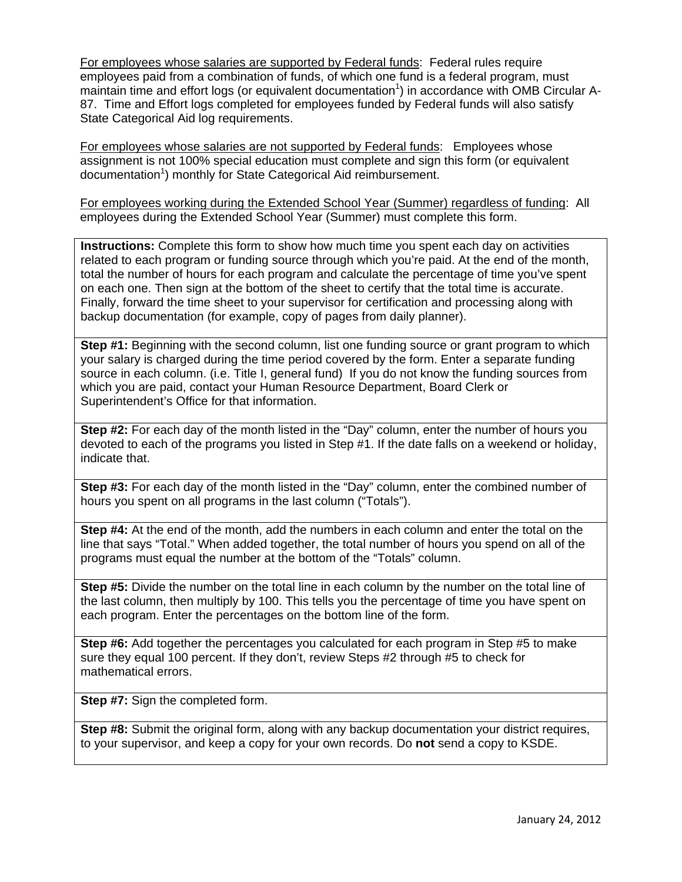For employees whose salaries are supported by Federal funds: Federal rules require employees paid from a combination of funds, of which one fund is a federal program, must maintain time and effort logs (or equivalent documentation[1]) in accordance with OMB Circular A-87. Time and Effort logs completed for employees funded by Federal funds will also satisfy State Categorical Aid log requirements.

For employees whose salaries are not supported by Federal funds: Employees whose assignment is not 100% special education must complete and sign this form (or equivalent documentation[1]) monthly for State Categorical Aid reimbursement.

For employees working during the Extended School Year (Summer) regardless of funding: All employees during the Extended School Year (Summer) must complete this form.

**Instructions:** Complete this form to show how much time you spent each day on activities related to each program or funding source through which you're paid. At the end of the month, total the number of hours for each program and calculate the percentage of time you've spent on each one. Then sign at the bottom of the sheet to certify that the total time is accurate. Finally, forward the time sheet to your supervisor for certification and processing along with backup documentation (for example, copy of pages from daily planner).

**Step #1:** Beginning with the second column, list one funding source or grant program to which your salary is charged during the time period covered by the form. Enter a separate funding source in each column. (i.e. Title I, general fund) If you do not know the funding sources from which you are paid, contact your Human Resource Department, Board Clerk or Superintendent's Office for that information.

**Step #2:** For each day of the month listed in the "Day" column, enter the number of hours you devoted to each of the programs you listed in Step #1. If the date falls on a weekend or holiday, indicate that.

**Step #3:** For each day of the month listed in the "Day" column, enter the combined number of hours you spent on all programs in the last column ("Totals").

**Step #4:** At the end of the month, add the numbers in each column and enter the total on the line that says "Total." When added together, the total number of hours you spend on all of the programs must equal the number at the bottom of the "Totals" column.

**Step #5:** Divide the number on the total line in each column by the number on the total line of the last column, then multiply by 100. This tells you the percentage of time you have spent on each program. Enter the percentages on the bottom line of the form.

**Step #6:** Add together the percentages you calculated for each program in Step #5 to make sure they equal 100 percent. If they don't, review Steps #2 through #5 to check for mathematical errors.

**Step #7:** Sign the completed form.

**Step #8:** Submit the original form, along with any backup documentation your district requires, to your supervisor, and keep a copy for your own records. Do **not** send a copy to KSDE.

January 24, 2012